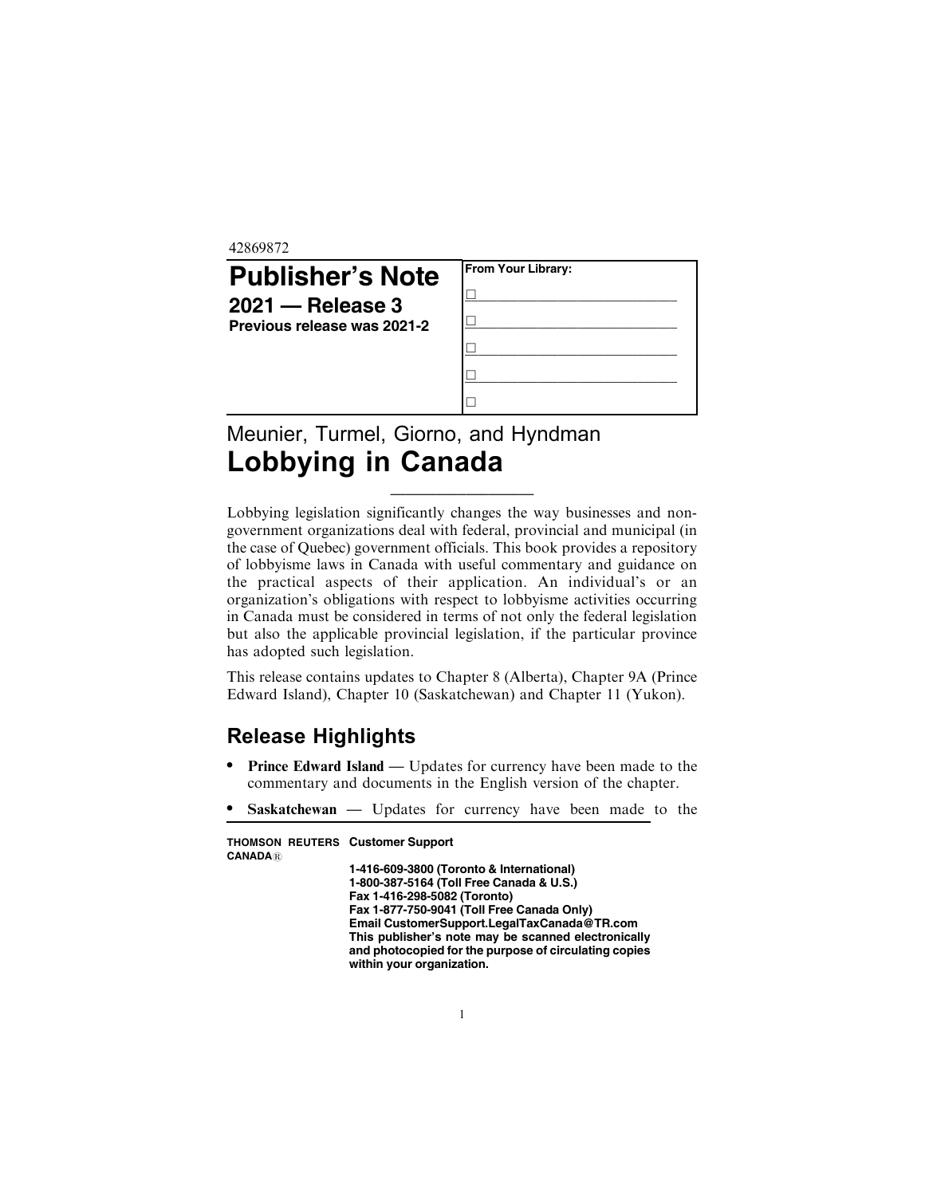42869872

# Publisher's Note

**2021 — Release 3**

**Previous release was 2021-2**

**From Your Library:**

☐ ____________________

☐ ____________________

☐ ____________________

☐ ____________________

☐

Meunier, Turmel, Giorno, and Hyndman

# Lobbying in Canada

Lobbying legislation significantly changes the way businesses and non-government organizations deal with federal, provincial and municipal (in the case of Quebec) government officials. This book provides a repository of lobbyisme laws in Canada with useful commentary and guidance on the practical aspects of their application. An individual's or an organization's obligations with respect to lobbyisme activities occurring in Canada must be considered in terms of not only the federal legislation but also the applicable provincial legislation, if the particular province has adopted such legislation.

This release contains updates to Chapter 8 (Alberta), Chapter 9A (Prince Edward Island), Chapter 10 (Saskatchewan) and Chapter 11 (Yukon).

## Release Highlights

- **Prince Edward Island** — Updates for currency have been made to the commentary and documents in the English version of the chapter.
- **Saskatchewan** — Updates for currency have been made to the

**THOMSON REUTERS CANADA®** **Customer Support**

**1-416-609-3800 (Toronto & International)**
**1-800-387-5164 (Toll Free Canada & U.S.)**
**Fax 1-416-298-5082 (Toronto)**
**Fax 1-877-750-9041 (Toll Free Canada Only)**
**Email CustomerSupport.LegalTaxCanada@TR.com**
**This publisher's note may be scanned electronically and photocopied for the purpose of circulating copies within your organization.**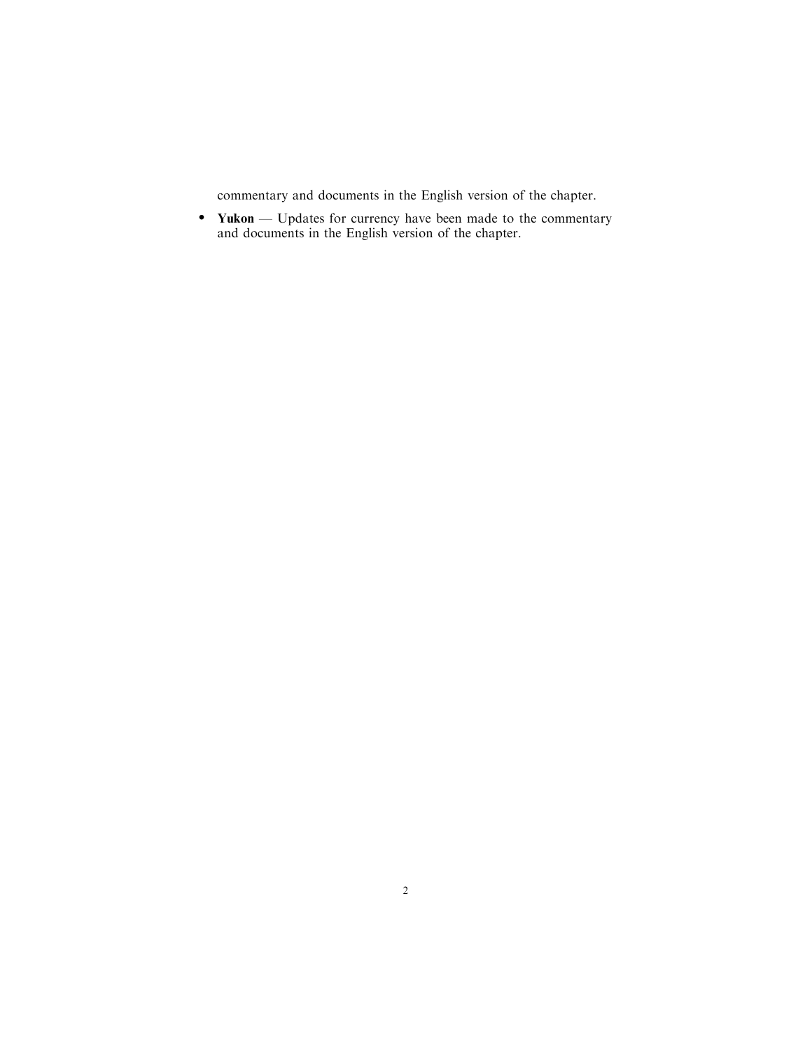commentary and documents in the English version of the chapter.

- **Yukon** — Updates for currency have been made to the commentary and documents in the English version of the chapter.